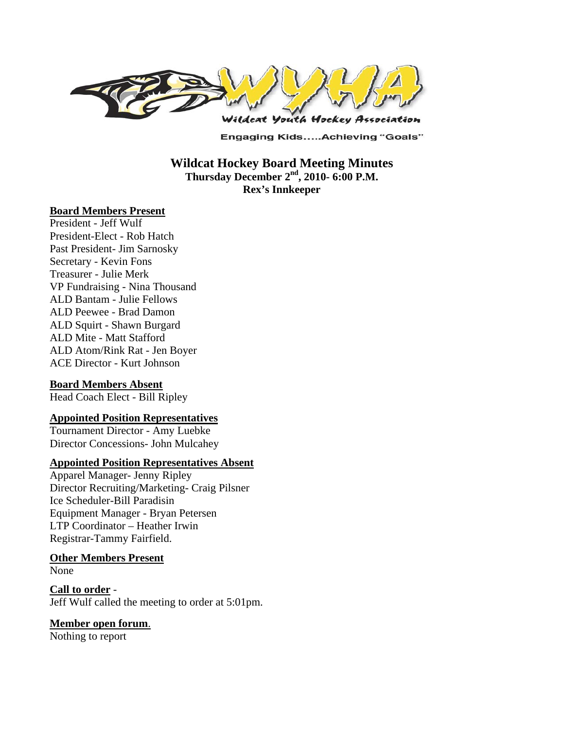Wildcat Youth Hockey Association

Engaging Kids.....Achieving "Goals"

# Wildcat Hockey Board Meeting Minutes

**Thursday December 2nd, 2010- 6:00 P.M.**

**Rex's Innkeeper**

**Board Members Present**

President - Jeff Wulf
President-Elect - Rob Hatch
Past President- Jim Sarnosky
Secretary - Kevin Fons
Treasurer - Julie Merk
VP Fundraising - Nina Thousand
ALD Bantam - Julie Fellows
ALD Peewee - Brad Damon
ALD Squirt - Shawn Burgard
ALD Mite - Matt Stafford
ALD Atom/Rink Rat - Jen Boyer
ACE Director - Kurt Johnson

**Board Members Absent**

Head Coach Elect - Bill Ripley

**Appointed Position Representatives**

Tournament Director - Amy Luebke
Director Concessions- John Mulcahey

**Appointed Position Representatives Absent**

Apparel Manager- Jenny Ripley
Director Recruiting/Marketing- Craig Pilsner
Ice Scheduler-Bill Paradisin
Equipment Manager - Bryan Petersen
LTP Coordinator – Heather Irwin
Registrar-Tammy Fairfield.

**Other Members Present**

None

**Call to order** -
Jeff Wulf called the meeting to order at 5:01pm.

**Member open forum**.
Nothing to report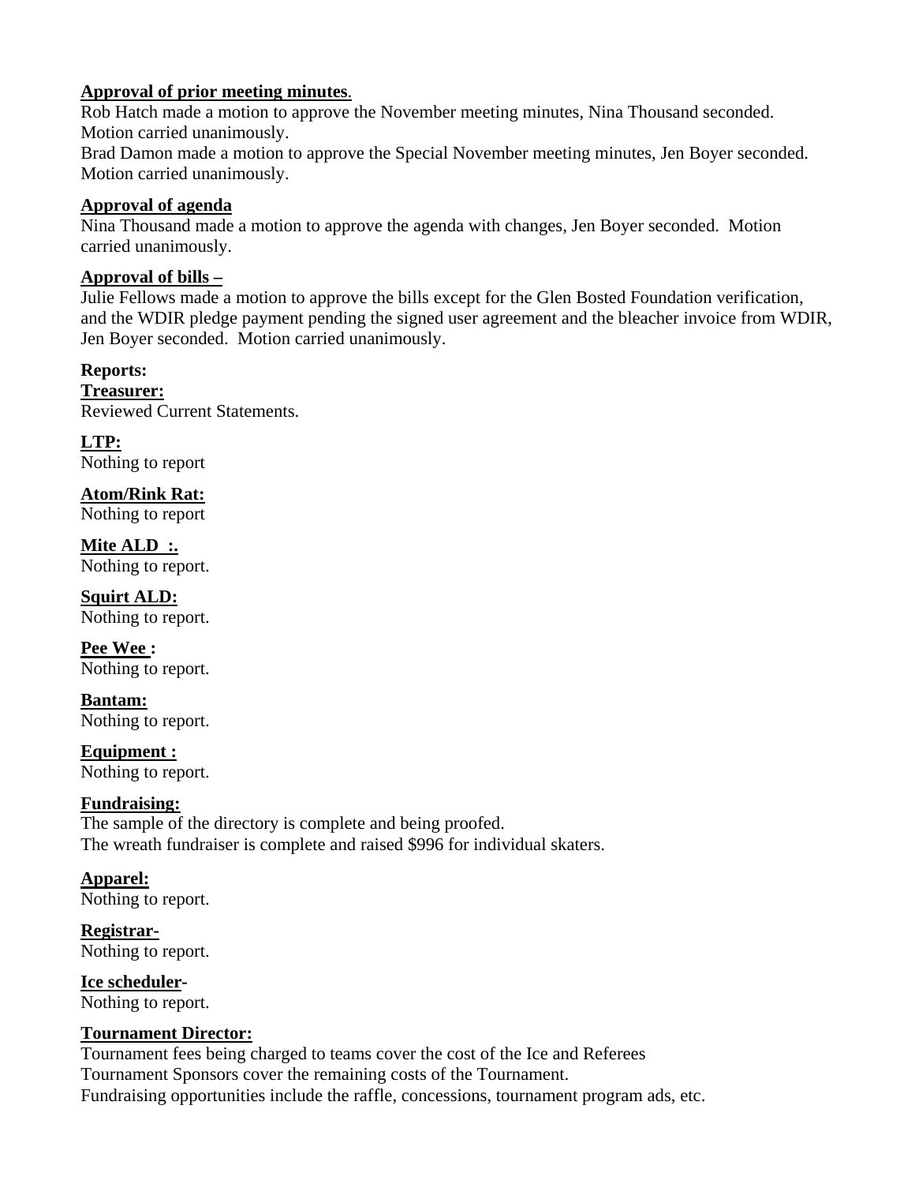**Approval of prior meeting minutes**.

Rob Hatch made a motion to approve the November meeting minutes, Nina Thousand seconded. Motion carried unanimously.

Brad Damon made a motion to approve the Special November meeting minutes, Jen Boyer seconded. Motion carried unanimously.

**Approval of agenda**

Nina Thousand made a motion to approve the agenda with changes, Jen Boyer seconded. Motion carried unanimously.

**Approval of bills –**

Julie Fellows made a motion to approve the bills except for the Glen Bosted Foundation verification, and the WDIR pledge payment pending the signed user agreement and the bleacher invoice from WDIR, Jen Boyer seconded. Motion carried unanimously.

**Reports:**

**Treasurer:**

Reviewed Current Statements.

**LTP:**

Nothing to report

**Atom/Rink Rat:**

Nothing to report

**Mite ALD :.**

Nothing to report.

**Squirt ALD:**

Nothing to report.

**Pee Wee :**

Nothing to report.

**Bantam:**

Nothing to report.

**Equipment :**

Nothing to report.

**Fundraising:**

The sample of the directory is complete and being proofed.

The wreath fundraiser is complete and raised $996 for individual skaters.

**Apparel:**

Nothing to report.

**Registrar-**

Nothing to report.

**Ice scheduler-**

Nothing to report.

**Tournament Director:**

Tournament fees being charged to teams cover the cost of the Ice and Referees

Tournament Sponsors cover the remaining costs of the Tournament.

Fundraising opportunities include the raffle, concessions, tournament program ads, etc.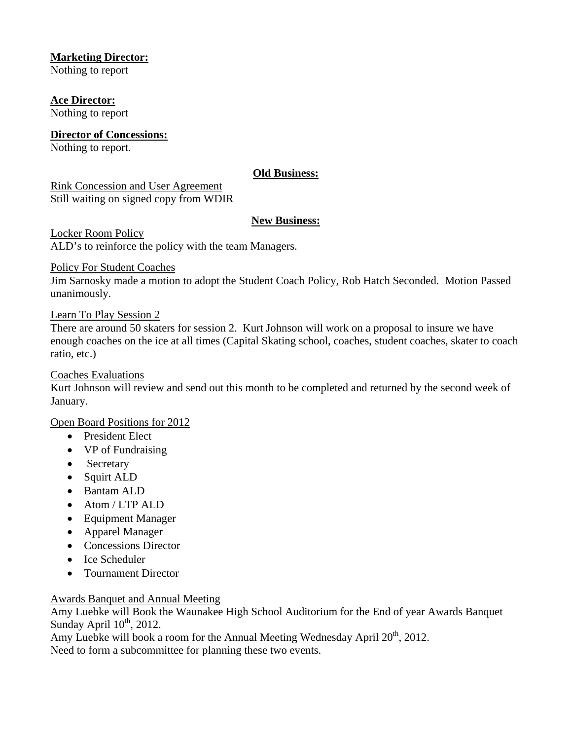**Marketing Director:**
Nothing to report

**Ace Director:**
Nothing to report

**Director of Concessions:**
Nothing to report.

**Old Business:**

Rink Concession and User Agreement
Still waiting on signed copy from WDIR

**New Business:**

Locker Room Policy
ALD's to reinforce the policy with the team Managers.

Policy For Student Coaches
Jim Sarnosky made a motion to adopt the Student Coach Policy, Rob Hatch Seconded. Motion Passed unanimously.

Learn To Play Session 2
There are around 50 skaters for session 2. Kurt Johnson will work on a proposal to insure we have enough coaches on the ice at all times (Capital Skating school, coaches, student coaches, skater to coach ratio, etc.)

Coaches Evaluations
Kurt Johnson will review and send out this month to be completed and returned by the second week of January.

Open Board Positions for 2012

- President Elect
- VP of Fundraising
- Secretary
- Squirt ALD
- Bantam ALD
- Atom / LTP ALD
- Equipment Manager
- Apparel Manager
- Concessions Director
- Ice Scheduler
- Tournament Director

Awards Banquet and Annual Meeting
Amy Luebke will Book the Waunakee High School Auditorium for the End of year Awards Banquet Sunday April 10th, 2012.
Amy Luebke will book a room for the Annual Meeting Wednesday April 20th, 2012.
Need to form a subcommittee for planning these two events.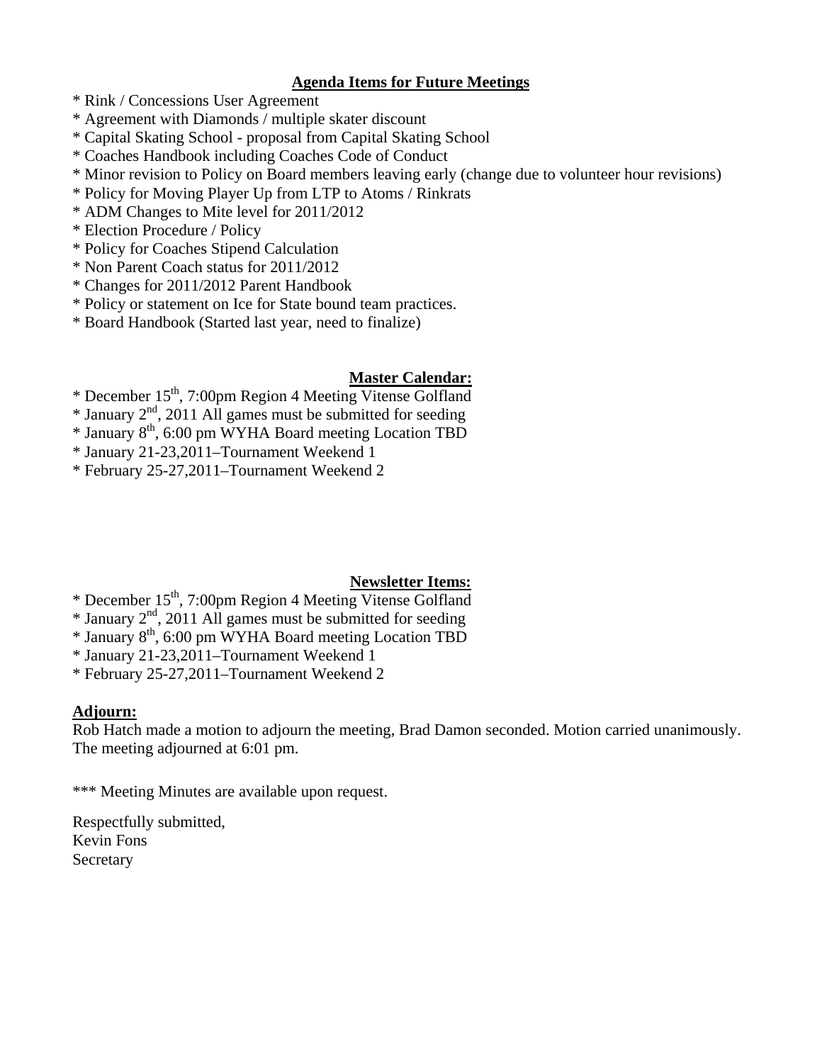## Agenda Items for Future Meetings

* Rink / Concessions User Agreement
* Agreement with Diamonds / multiple skater discount
* Capital Skating School - proposal from Capital Skating School
* Coaches Handbook including Coaches Code of Conduct
* Minor revision to Policy on Board members leaving early (change due to volunteer hour revisions)
* Policy for Moving Player Up from LTP to Atoms / Rinkrats
* ADM Changes to Mite level for 2011/2012
* Election Procedure / Policy
* Policy for Coaches Stipend Calculation
* Non Parent Coach status for 2011/2012
* Changes for 2011/2012 Parent Handbook
* Policy or statement on Ice for State bound team practices.
* Board Handbook (Started last year, need to finalize)

## Master Calendar:

* December 15th, 7:00pm Region 4 Meeting Vitense Golfland
* January 2nd, 2011 All games must be submitted for seeding
* January 8th, 6:00 pm WYHA Board meeting Location TBD
* January 21-23,2011–Tournament Weekend 1
* February 25-27,2011–Tournament Weekend 2

## Newsletter Items:

* December 15th, 7:00pm Region 4 Meeting Vitense Golfland
* January 2nd, 2011 All games must be submitted for seeding
* January 8th, 6:00 pm WYHA Board meeting Location TBD
* January 21-23,2011–Tournament Weekend 1
* February 25-27,2011–Tournament Weekend 2

## Adjourn:

Rob Hatch made a motion to adjourn the meeting, Brad Damon seconded. Motion carried unanimously. The meeting adjourned at 6:01 pm.

*** Meeting Minutes are available upon request.

Respectfully submitted,
Kevin Fons
Secretary